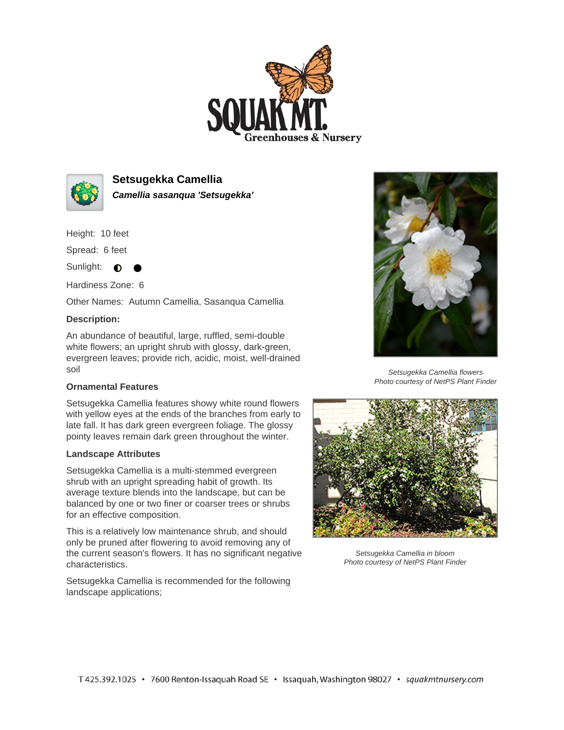# Setsugekka Camellia

***Camellia sasanqua 'Setsugekka'***

Height: 10 feet

Spread: 6 feet

Sunlight: ◐ ●

Hardiness Zone: 6

Other Names: Autumn Camellia, Sasanqua Camellia

**Description:**

An abundance of beautiful, large, ruffled, semi-double white flowers; an upright shrub with glossy, dark-green, evergreen leaves; provide rich, acidic, moist, well-drained soil

*Setsugekka Camellia flowers*
*Photo courtesy of NetPS Plant Finder*

### Ornamental Features

Setsugekka Camellia features showy white round flowers with yellow eyes at the ends of the branches from early to late fall. It has dark green evergreen foliage. The glossy pointy leaves remain dark green throughout the winter.

### Landscape Attributes

Setsugekka Camellia is a multi-stemmed evergreen shrub with an upright spreading habit of growth. Its average texture blends into the landscape, but can be balanced by one or two finer or coarser trees or shrubs for an effective composition.

This is a relatively low maintenance shrub, and should only be pruned after flowering to avoid removing any of the current season's flowers. It has no significant negative characteristics.

Setsugekka Camellia is recommended for the following landscape applications;

*Setsugekka Camellia in bloom*
*Photo courtesy of NetPS Plant Finder*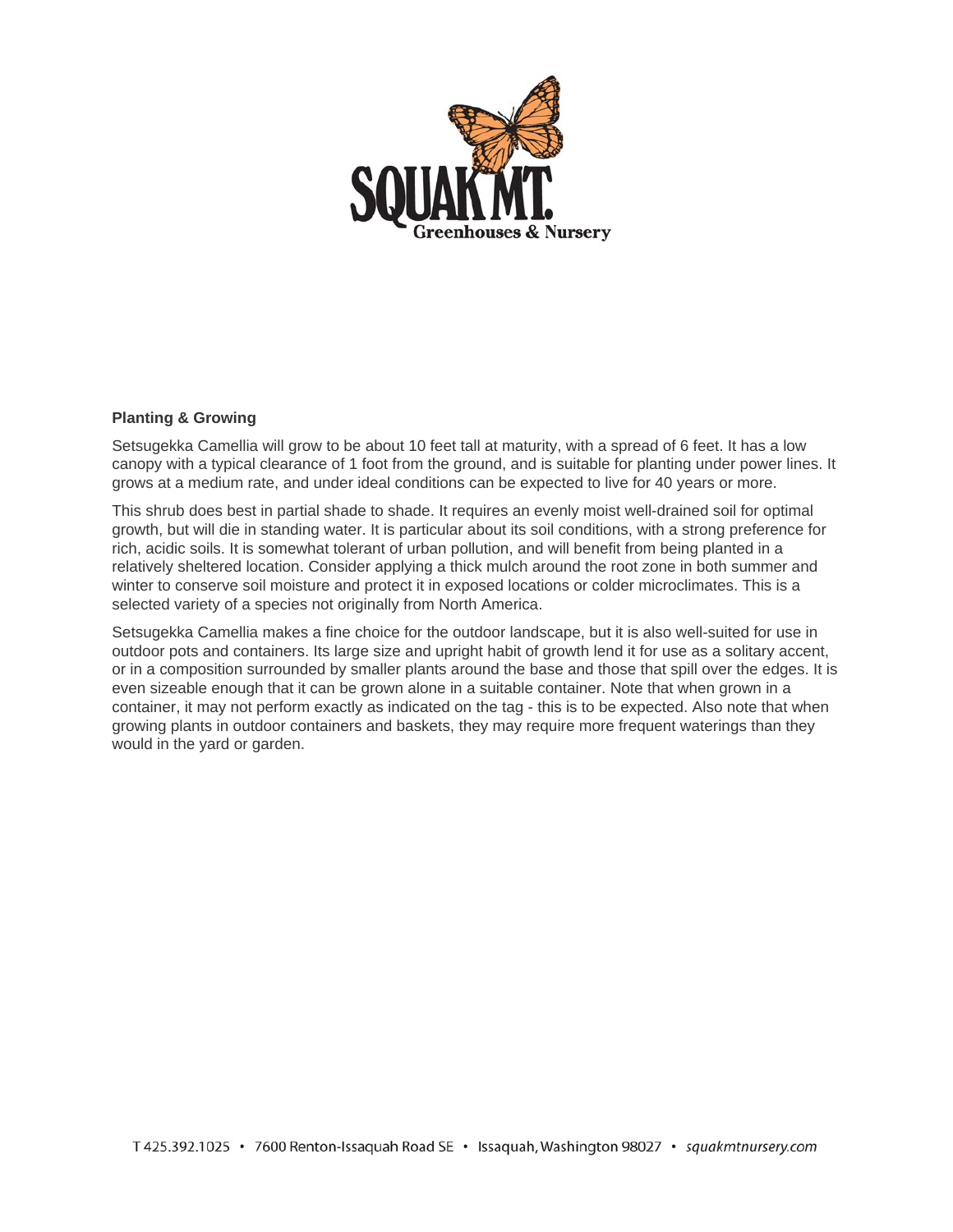**Planting & Growing**

Setsugekka Camellia will grow to be about 10 feet tall at maturity, with a spread of 6 feet. It has a low canopy with a typical clearance of 1 foot from the ground, and is suitable for planting under power lines. It grows at a medium rate, and under ideal conditions can be expected to live for 40 years or more.

This shrub does best in partial shade to shade. It requires an evenly moist well-drained soil for optimal growth, but will die in standing water. It is particular about its soil conditions, with a strong preference for rich, acidic soils. It is somewhat tolerant of urban pollution, and will benefit from being planted in a relatively sheltered location. Consider applying a thick mulch around the root zone in both summer and winter to conserve soil moisture and protect it in exposed locations or colder microclimates. This is a selected variety of a species not originally from North America.

Setsugekka Camellia makes a fine choice for the outdoor landscape, but it is also well-suited for use in outdoor pots and containers. Its large size and upright habit of growth lend it for use as a solitary accent, or in a composition surrounded by smaller plants around the base and those that spill over the edges. It is even sizeable enough that it can be grown alone in a suitable container. Note that when grown in a container, it may not perform exactly as indicated on the tag - this is to be expected. Also note that when growing plants in outdoor containers and baskets, they may require more frequent waterings than they would in the yard or garden.